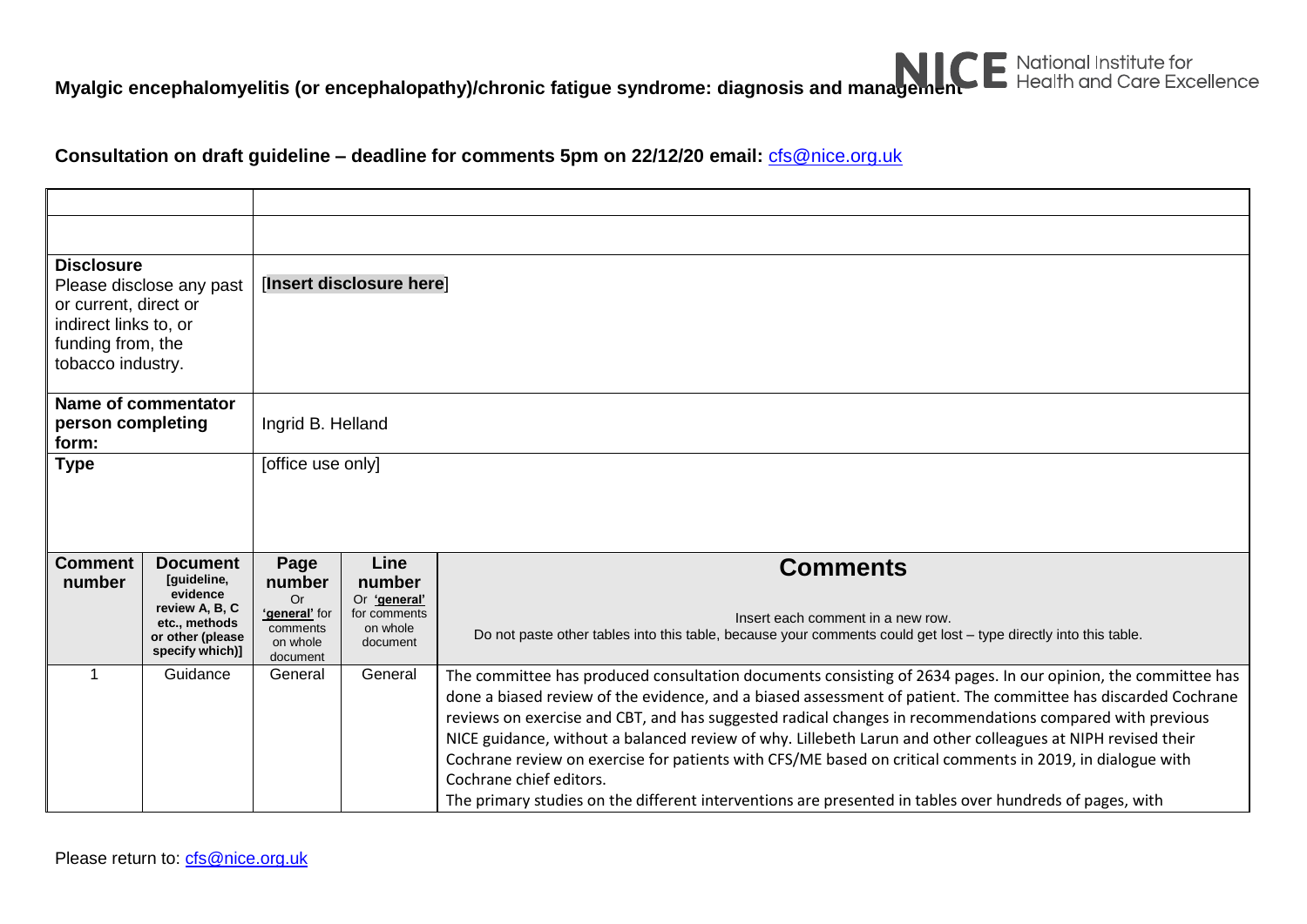**Myalgic encephalomyelitis (or encephalopathy)/chronic fatigue syndrome: diagnosis and management**

National Institute for Health and Care Excellence

**Consultation on draft guideline – deadline for comments 5pm on 22/12/20 email:** cfs@nice.org.uk

| | |
|---|---|
| | |
| | |
| **Disclosure** Please disclose any past or current, direct or indirect links to, or funding from, the tobacco industry. | [**Insert disclosure here**] |
| **Name of commentator person completing form:** | Ingrid B. Helland |
| **Type** | [office use only] |

| Comment number | Document [guideline, evidence review A, B, C etc., methods or other (please specify which)] | Page number Or 'general' for comments on whole document | Line number Or 'general' for comments on whole document | **Comments** Insert each comment in a new row. Do not paste other tables into this table, because your comments could get lost – type directly into this table. |
|---|---|---|---|---|
| 1 | Guidance | General | General | The committee has produced consultation documents consisting of 2634 pages. In our opinion, the committee has done a biased review of the evidence, and a biased assessment of patient. The committee has discarded Cochrane reviews on exercise and CBT, and has suggested radical changes in recommendations compared with previous NICE guidance, without a balanced review of why. Lillebeth Larun and other colleagues at NIPH revised their Cochrane review on exercise for patients with CFS/ME based on critical comments in 2019, in dialogue with Cochrane chief editors.<br>The primary studies on the different interventions are presented in tables over hundreds of pages, with |

Please return to: cfs@nice.org.uk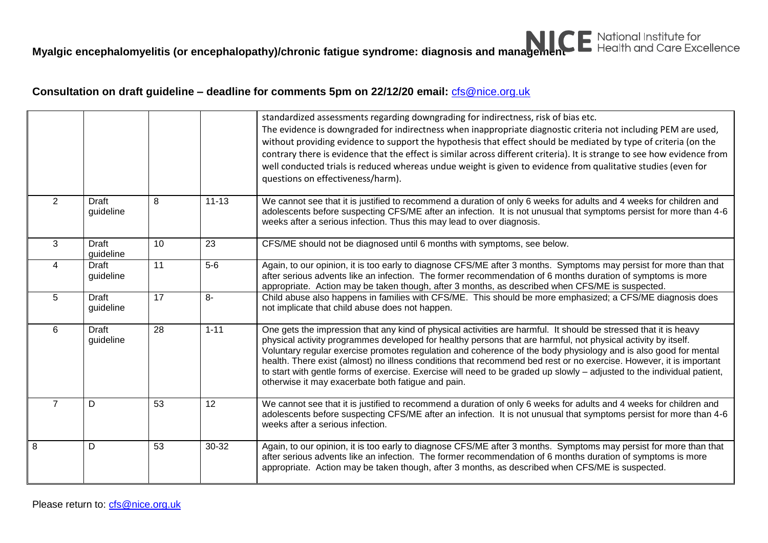| | | | | standardized assessments regarding downgrading for indirectness, risk of bias etc. The evidence is downgraded for indirectness when inappropriate diagnostic criteria not including PEM are used, without providing evidence to support the hypothesis that effect should be mediated by type of criteria (on the contrary there is evidence that the effect is similar across different criteria). It is strange to see how evidence from well conducted trials is reduced whereas undue weight is given to evidence from qualitative studies (even for questions on effectiveness/harm). |
|---|---|---|---|---|
| 2 | Draft guideline | 8 | 11-13 | We cannot see that it is justified to recommend a duration of only 6 weeks for adults and 4 weeks for children and adolescents before suspecting CFS/ME after an infection. It is not unusual that symptoms persist for more than 4-6 weeks after a serious infection. Thus this may lead to over diagnosis. |
| 3 | Draft guideline | 10 | 23 | CFS/ME should not be diagnosed until 6 months with symptoms, see below. |
| 4 | Draft guideline | 11 | 5-6 | Again, to our opinion, it is too early to diagnose CFS/ME after 3 months. Symptoms may persist for more than that after serious advents like an infection. The former recommendation of 6 months duration of symptoms is more appropriate. Action may be taken though, after 3 months, as described when CFS/ME is suspected. |
| 5 | Draft guideline | 17 | 8- | Child abuse also happens in families with CFS/ME. This should be more emphasized; a CFS/ME diagnosis does not implicate that child abuse does not happen. |
| 6 | Draft guideline | 28 | 1-11 | One gets the impression that any kind of physical activities are harmful. It should be stressed that it is heavy physical activity programmes developed for healthy persons that are harmful, not physical activity by itself. Voluntary regular exercise promotes regulation and coherence of the body physiology and is also good for mental health. There exist (almost) no illness conditions that recommend bed rest or no exercise. However, it is important to start with gentle forms of exercise. Exercise will need to be graded up slowly – adjusted to the individual patient, otherwise it may exacerbate both fatigue and pain. |
| 7 | D | 53 | 12 | We cannot see that it is justified to recommend a duration of only 6 weeks for adults and 4 weeks for children and adolescents before suspecting CFS/ME after an infection. It is not unusual that symptoms persist for more than 4-6 weeks after a serious infection. |
| 8 | D | 53 | 30-32 | Again, to our opinion, it is too early to diagnose CFS/ME after 3 months. Symptoms may persist for more than that after serious advents like an infection. The former recommendation of 6 months duration of symptoms is more appropriate. Action may be taken though, after 3 months, as described when CFS/ME is suspected. |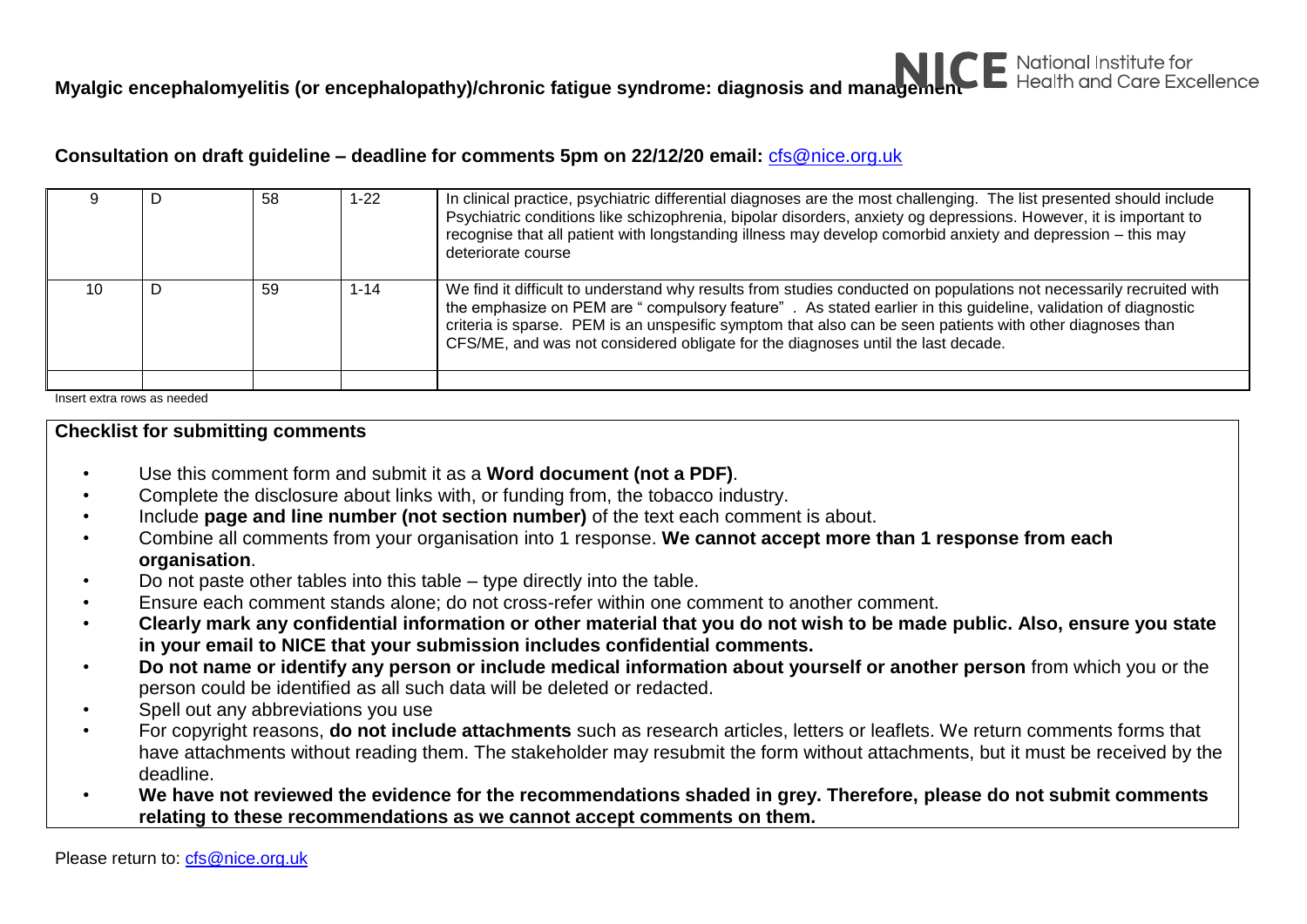**Consultation on draft guideline – deadline for comments 5pm on 22/12/20 email:** cfs@nice.org.uk

| | | | | |
|---|---|---|---|---|
| 9 | D | 58 | 1-22 | In clinical practice, psychiatric differential diagnoses are the most challenging. The list presented should include Psychiatric conditions like schizophrenia, bipolar disorders, anxiety og depressions. However, it is important to recognise that all patient with longstanding illness may develop comorbid anxiety and depression – this may deteriorate course |
| 10 | D | 59 | 1-14 | We find it difficult to understand why results from studies conducted on populations not necessarily recruited with the emphasize on PEM are " compulsory feature" . As stated earlier in this guideline, validation of diagnostic criteria is sparse. PEM is an unspesific symptom that also can be seen patients with other diagnoses than CFS/ME, and was not considered obligate for the diagnoses until the last decade. |
| | | | | |

Insert extra rows as needed

**Checklist for submitting comments**

- Use this comment form and submit it as a **Word document (not a PDF)**.
- Complete the disclosure about links with, or funding from, the tobacco industry.
- Include **page and line number (not section number)** of the text each comment is about.
- Combine all comments from your organisation into 1 response. **We cannot accept more than 1 response from each organisation**.
- Do not paste other tables into this table – type directly into the table.
- Ensure each comment stands alone; do not cross-refer within one comment to another comment.
- **Clearly mark any confidential information or other material that you do not wish to be made public. Also, ensure you state in your email to NICE that your submission includes confidential comments.**
- **Do not name or identify any person or include medical information about yourself or another person** from which you or the person could be identified as all such data will be deleted or redacted.
- Spell out any abbreviations you use
- For copyright reasons, **do not include attachments** such as research articles, letters or leaflets. We return comments forms that have attachments without reading them. The stakeholder may resubmit the form without attachments, but it must be received by the deadline.
- **We have not reviewed the evidence for the recommendations shaded in grey. Therefore, please do not submit comments relating to these recommendations as we cannot accept comments on them.**

Please return to: cfs@nice.org.uk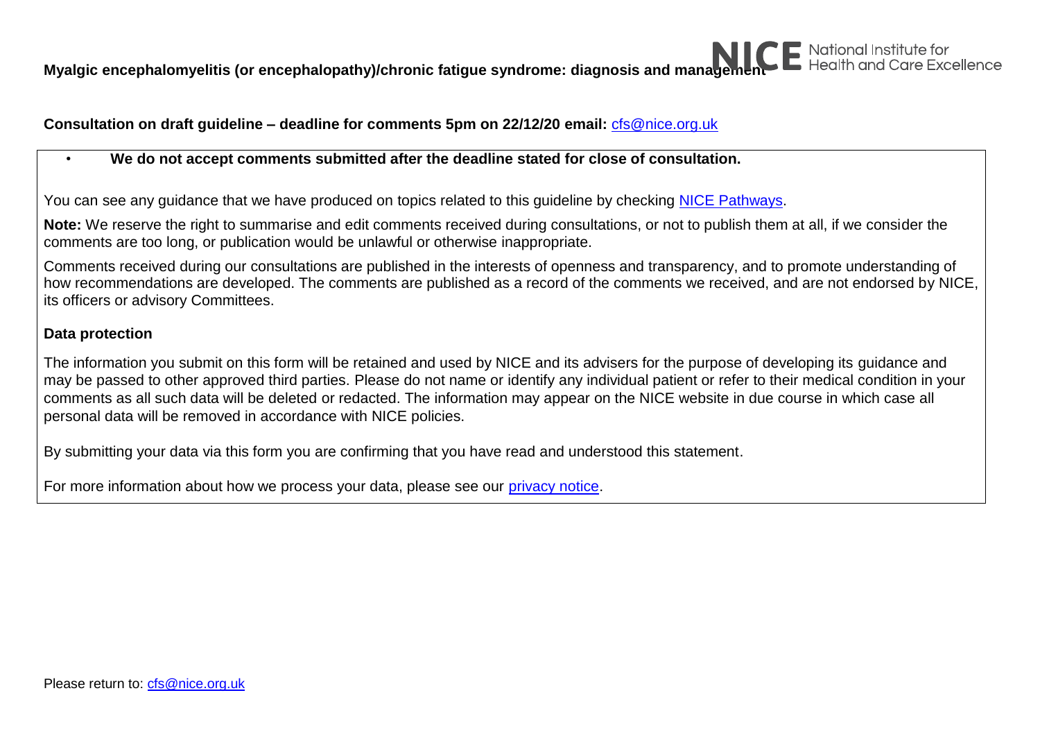**Myalgic encephalomyelitis (or encephalopathy)/chronic fatigue syndrome: diagnosis and management**

**Consultation on draft guideline – deadline for comments 5pm on 22/12/20 email:** [cfs@nice.org.uk](mailto:cfs@nice.org.uk)

- **We do not accept comments submitted after the deadline stated for close of consultation.**

You can see any guidance that we have produced on topics related to this guideline by checking NICE Pathways.

**Note:** We reserve the right to summarise and edit comments received during consultations, or not to publish them at all, if we consider the comments are too long, or publication would be unlawful or otherwise inappropriate.

Comments received during our consultations are published in the interests of openness and transparency, and to promote understanding of how recommendations are developed. The comments are published as a record of the comments we received, and are not endorsed by NICE, its officers or advisory Committees.

**Data protection**

The information you submit on this form will be retained and used by NICE and its advisers for the purpose of developing its guidance and may be passed to other approved third parties. Please do not name or identify any individual patient or refer to their medical condition in your comments as all such data will be deleted or redacted. The information may appear on the NICE website in due course in which case all personal data will be removed in accordance with NICE policies.

By submitting your data via this form you are confirming that you have read and understood this statement.

For more information about how we process your data, please see our privacy notice.

Please return to: [cfs@nice.org.uk](mailto:cfs@nice.org.uk)